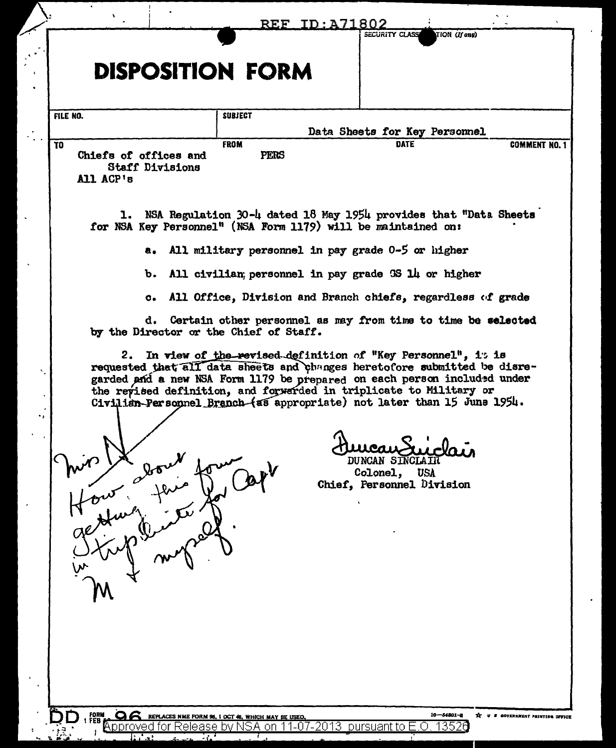REF ID:A71802

SECURITY CLASSIFICATION (If any)

# DISPOSITION FORM

| FILE NO. | SUBJECT | | |
|---|---|---|---|
| | Data Sheets for Key Personnel | | |
| **TO** | **FROM** | **DATE** | **COMMENT NO. 1** |
| Chiefs of offices and Staff Divisions All ACP's | PERS | | |

1. NSA Regulation 30-4 dated 18 May 1954 provides that "Data Sheets for NSA Key Personnel" (NSA Form 1179) will be maintained on:

   a. All military personnel in pay grade O-5 or higher

   b. All civilian personnel in pay grade GS 14 or higher

   c. All Office, Division and Branch chiefs, regardless of grade

   d. Certain other personnel as may from time to time be selected by the Director or the Chief of Staff.

2. In view of the revised definition of "Key Personnel", it is requested that all data sheets and changes heretofore submitted be disregarded and a new NSA Form 1179 be prepared on each person included under the revised definition, and forwarded in triplicate to Military or Civilian Personnel Branch (as appropriate) not later than 15 June 1954.

Duncan Sinclair
DUNCAN SINCLAIR
Colonel, USA
Chief, Personnel Division

Miss N
How about this form
getting for Capt
in triplicate for myself.
M

DD FORM 96, 1 FEB 50 — REPLACES NME FORM 96, 1 OCT 48, WHICH MAY BE USED.

Approved for Release by NSA on 11-07-2013 pursuant to E.O. 13526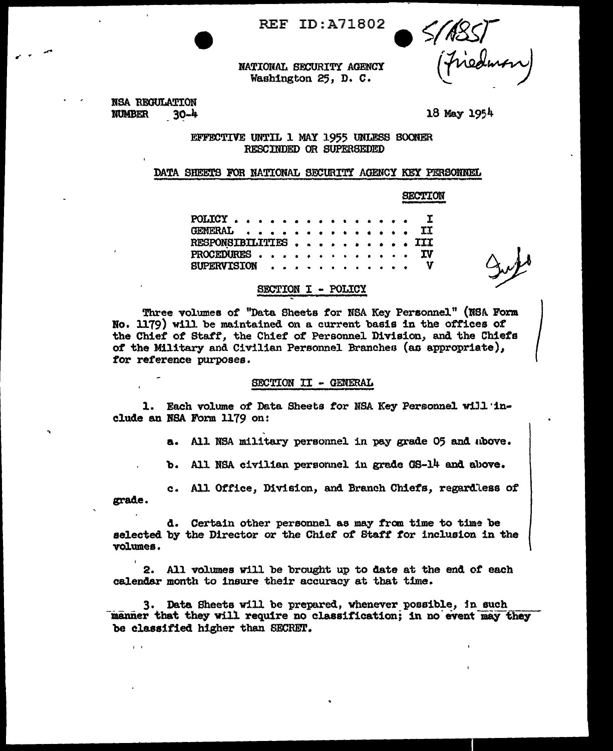NATIONAL SECURITY AGENCY
Washington 25, D. C.

NSA REGULATION
NUMBER 30-4

18 May 1954

EFFECTIVE UNTIL 1 MAY 1955 UNLESS SOONER RESCINDED OR SUPERSEDED

## DATA SHEETS FOR NATIONAL SECURITY AGENCY KEY PERSONNEL

| | SECTION |
|---|---|
| POLICY | I |
| GENERAL | II |
| RESPONSIBILITIES | III |
| PROCEDURES | IV |
| SUPERVISION | V |

### SECTION I - POLICY

Three volumes of "Data Sheets for NSA Key Personnel" (NSA Form No. 1179) will be maintained on a current basis in the offices of the Chief of Staff, the Chief of Personnel Division, and the Chiefs of the Military and Civilian Personnel Branches (as appropriate), for reference purposes.

### SECTION II - GENERAL

1. Each volume of Data Sheets for NSA Key Personnel will include an NSA Form 1179 on:

   a. All NSA military personnel in pay grade O5 and above.

   b. All NSA civilian personnel in grade GS-14 and above.

   c. All Office, Division, and Branch Chiefs, regardless of grade.

   d. Certain other personnel as may from time to time be selected by the Director or the Chief of Staff for inclusion in the volumes.

2. All volumes will be brought up to date at the end of each calendar month to insure their accuracy at that time.

3. Data Sheets will be prepared, whenever possible, in such manner that they will require no classification; in no event may they be classified higher than SECRET.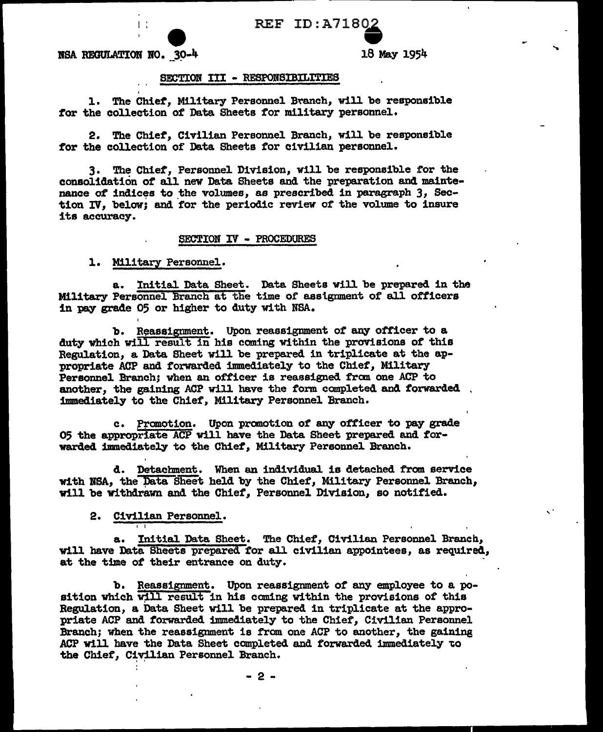NSA REGULATION NO. 30-4 18 May 1954

## SECTION III - RESPONSIBILITIES

1. The Chief, Military Personnel Branch, will be responsible for the collection of Data Sheets for military personnel.

2. The Chief, Civilian Personnel Branch, will be responsible for the collection of Data Sheets for civilian personnel.

3. The Chief, Personnel Division, will be responsible for the consolidation of all new Data Sheets and the preparation and maintenance of indices to the volumes, as prescribed in paragraph 3, Section IV, below; and for the periodic review of the volume to insure its accuracy.

## SECTION IV - PROCEDURES

1. Military Personnel.

a. Initial Data Sheet. Data Sheets will be prepared in the Military Personnel Branch at the time of assignment of all officers in pay grade 05 or higher to duty with NSA.

b. Reassignment. Upon reassignment of any officer to a duty which will result in his coming within the provisions of this Regulation, a Data Sheet will be prepared in triplicate at the appropriate ACP and forwarded immediately to the Chief, Military Personnel Branch; when an officer is reassigned from one ACP to another, the gaining ACP will have the form completed and forwarded immediately to the Chief, Military Personnel Branch.

c. Promotion. Upon promotion of any officer to pay grade 05 the appropriate ACP will have the Data Sheet prepared and forwarded immediately to the Chief, Military Personnel Branch.

d. Detachment. When an individual is detached from service with NSA, the Data Sheet held by the Chief, Military Personnel Branch, will be withdrawn and the Chief, Personnel Division, so notified.

2. Civilian Personnel.

a. Initial Data Sheet. The Chief, Civilian Personnel Branch, will have Data Sheets prepared for all civilian appointees, as required, at the time of their entrance on duty.

b. Reassignment. Upon reassignment of any employee to a position which will result in his coming within the provisions of this Regulation, a Data Sheet will be prepared in triplicate at the appropriate ACP and forwarded immediately to the Chief, Civilian Personnel Branch; when the reassignment is from one ACP to another, the gaining ACP will have the Data Sheet completed and forwarded immediately to the Chief, Civilian Personnel Branch.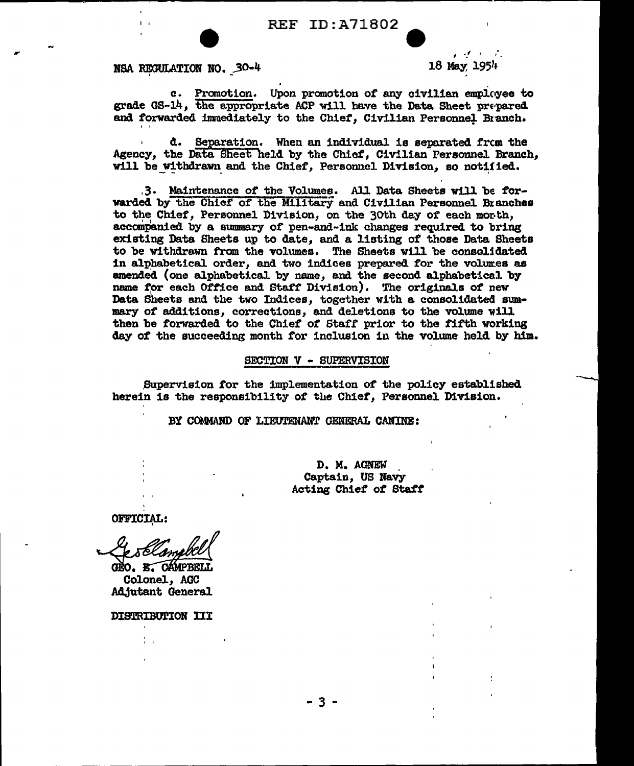NSA REGULATION NO. 30-4 18 May 1954

c. Promotion. Upon promotion of any civilian employee to grade GS-14, the appropriate ACP will have the Data Sheet prepared and forwarded immediately to the Chief, Civilian Personnel Branch.

d. Separation. When an individual is separated from the Agency, the Data Sheet held by the Chief, Civilian Personnel Branch, will be withdrawn and the Chief, Personnel Division, so notified.

3. Maintenance of the Volumes. All Data Sheets will be forwarded by the Chief of the Military and Civilian Personnel Branches to the Chief, Personnel Division, on the 30th day of each month, accompanied by a summary of pen-and-ink changes required to bring existing Data Sheets up to date, and a listing of those Data Sheets to be withdrawn from the volumes. The Sheets will be consolidated in alphabetical order, and two indices prepared for the volumes as amended (one alphabetical by name, and the second alphabetical by name for each Office and Staff Division). The originals of new Data Sheets and the two Indices, together with a consolidated summary of additions, corrections, and deletions to the volume will then be forwarded to the Chief of Staff prior to the fifth working day of the succeeding month for inclusion in the volume held by him.

## SECTION V - SUPERVISION

Supervision for the implementation of the policy established herein is the responsibility of the Chief, Personnel Division.

BY COMMAND OF LIEUTENANT GENERAL CANINE:

D. M. AGNEW
Captain, US Navy
Acting Chief of Staff

OFFICIAL:

GEO. E. CAMPBELL
Colonel, AGC
Adjutant General

DISTRIBUTION III